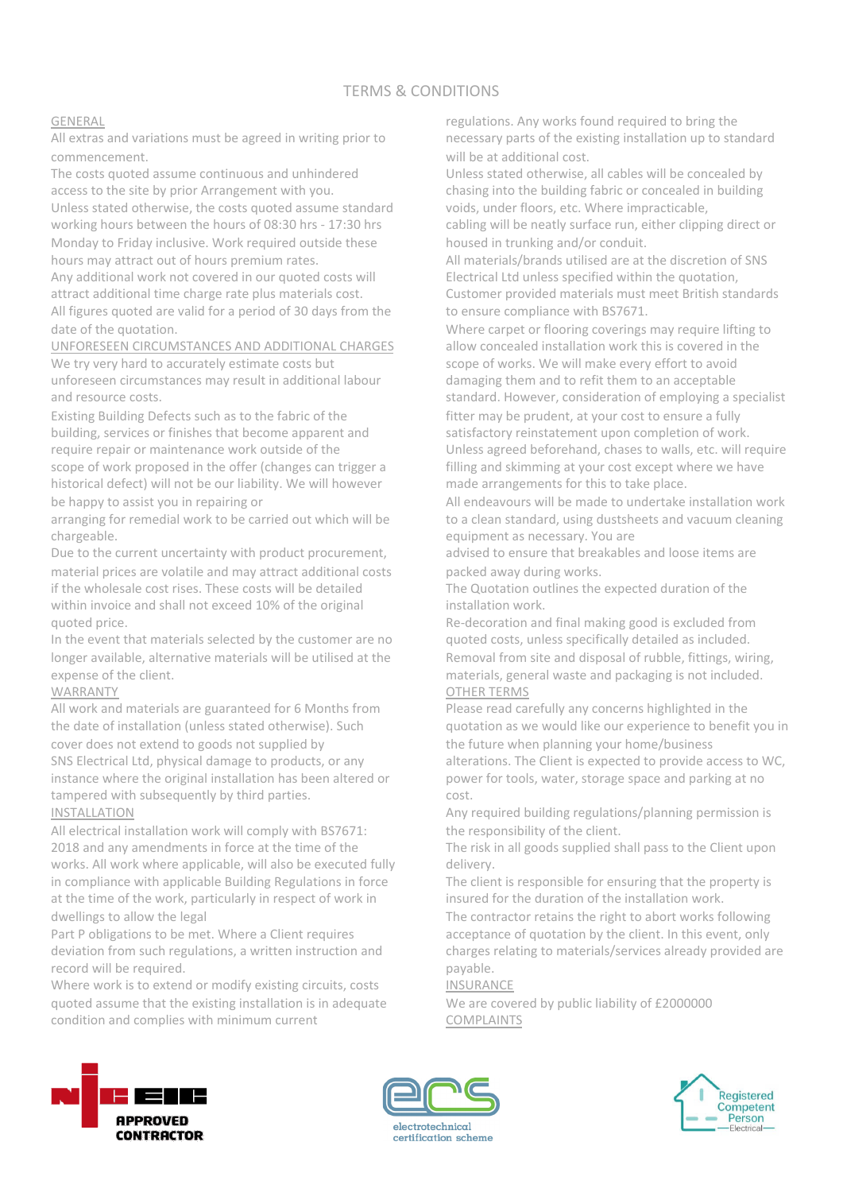# TERMS & CONDITIONS

## GENERAL

All extras and variations must be agreed in writing prior to commencement.

The costs quoted assume continuous and unhindered access to the site by prior Arrangement with you.

Unless stated otherwise, the costs quoted assume standard working hours between the hours of 08:30 hrs - 17:30 hrs Monday to Friday inclusive. Work required outside these hours may attract out of hours premium rates.

Any additional work not covered in our quoted costs will attract additional time charge rate plus materials cost.

All figures quoted are valid for a period of 30 days from the date of the quotation.

## UNFORESEEN CIRCUMSTANCES AND ADDITIONAL CHARGES

We try very hard to accurately estimate costs but unforeseen circumstances may result in additional labour and resource costs.

Existing Building Defects such as to the fabric of the building, services or finishes that become apparent and require repair or maintenance work outside of the scope of work proposed in the offer (changes can trigger a historical defect) will not be our liability. We will however be happy to assist you in repairing or arranging for remedial work to be carried out which will be chargeable.

Due to the current uncertainty with product procurement, material prices are volatile and may attract additional costs if the wholesale cost rises. These costs will be detailed within invoice and shall not exceed 10% of the original quoted price.

In the event that materials selected by the customer are no longer available, alternative materials will be utilised at the expense of the client.

## WARRANTY

All work and materials are guaranteed for 6 Months from the date of installation (unless stated otherwise). Such cover does not extend to goods not supplied by SNS Electrical Ltd, physical damage to products, or any instance where the original installation has been altered or tampered with subsequently by third parties.

## INSTALLATION

All electrical installation work will comply with BS7671: 2018 and any amendments in force at the time of the works. All work where applicable, will also be executed fully in compliance with applicable Building Regulations in force at the time of the work, particularly in respect of work in dwellings to allow the legal Part P obligations to be met. Where a Client requires deviation from such regulations, a written instruction and record will be required.

Where work is to extend or modify existing circuits, costs quoted assume that the existing installation is in adequate condition and complies with minimum current regulations. Any works found required to bring the necessary parts of the existing installation up to standard will be at additional cost.

Unless stated otherwise, all cables will be concealed by chasing into the building fabric or concealed in building voids, under floors, etc. Where impracticable, cabling will be neatly surface run, either clipping direct or housed in trunking and/or conduit.

All materials/brands utilised are at the discretion of SNS Electrical Ltd unless specified within the quotation, Customer provided materials must meet British standards to ensure compliance with BS7671.

Where carpet or flooring coverings may require lifting to allow concealed installation work this is covered in the scope of works. We will make every effort to avoid damaging them and to refit them to an acceptable standard. However, consideration of employing a specialist fitter may be prudent, at your cost to ensure a fully satisfactory reinstatement upon completion of work.

Unless agreed beforehand, chases to walls, etc. will require filling and skimming at your cost except where we have made arrangements for this to take place.

All endeavours will be made to undertake installation work to a clean standard, using dustsheets and vacuum cleaning equipment as necessary. You are advised to ensure that breakables and loose items are packed away during works.

The Quotation outlines the expected duration of the installation work.

Re-decoration and final making good is excluded from quoted costs, unless specifically detailed as included.

Removal from site and disposal of rubble, fittings, wiring, materials, general waste and packaging is not included.

## OTHER TERMS

Please read carefully any concerns highlighted in the quotation as we would like our experience to benefit you in the future when planning your home/business alterations. The Client is expected to provide access to WC, power for tools, water, storage space and parking at no cost.

Any required building regulations/planning permission is the responsibility of the client.

The risk in all goods supplied shall pass to the Client upon delivery.

The client is responsible for ensuring that the property is insured for the duration of the installation work.

The contractor retains the right to abort works following acceptance of quotation by the client. In this event, only charges relating to materials/services already provided are payable.

## INSURANCE

We are covered by public liability of £2000000

## COMPLAINTS

NICEIC APPROVED CONTRACTOR

ecs electrotechnical certification scheme

Registered Competent Person Electrical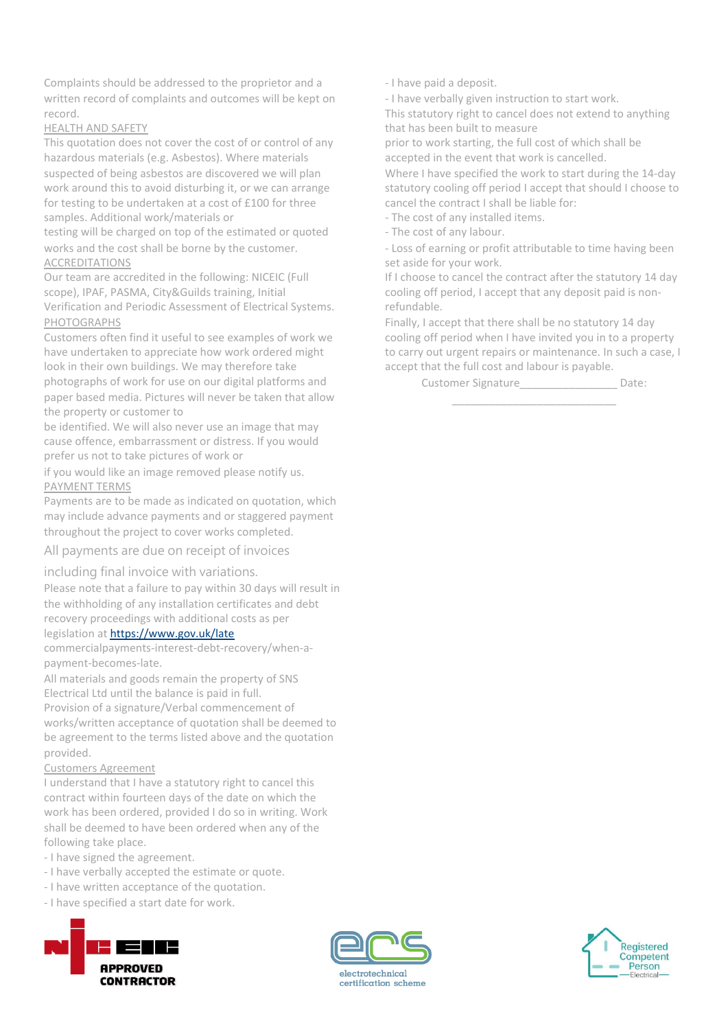Complaints should be addressed to the proprietor and a written record of complaints and outcomes will be kept on record.

## HEALTH AND SAFETY

This quotation does not cover the cost of or control of any hazardous materials (e.g. Asbestos). Where materials suspected of being asbestos are discovered we will plan work around this to avoid disturbing it, or we can arrange for testing to be undertaken at a cost of £100 for three samples. Additional work/materials or testing will be charged on top of the estimated or quoted works and the cost shall be borne by the customer.

## ACCREDITATIONS

Our team are accredited in the following: NICEIC (Full scope), IPAF, PASMA, City&Guilds training, Initial Verification and Periodic Assessment of Electrical Systems.

## PHOTOGRAPHS

Customers often find it useful to see examples of work we have undertaken to appreciate how work ordered might look in their own buildings. We may therefore take photographs of work for use on our digital platforms and paper based media. Pictures will never be taken that allow the property or customer to be identified. We will also never use an image that may cause offence, embarrassment or distress. If you would prefer us not to take pictures of work or if you would like an image removed please notify us.

## PAYMENT TERMS

Payments are to be made as indicated on quotation, which may include advance payments and or staggered payment throughout the project to cover works completed.

All payments are due on receipt of invoices including final invoice with variations.

Please note that a failure to pay within 30 days will result in the withholding of any installation certificates and debt recovery proceedings with additional costs as per legislation at https://www.gov.uk/late commercialpayments-interest-debt-recovery/when-a-payment-becomes-late.

All materials and goods remain the property of SNS Electrical Ltd until the balance is paid in full.

Provision of a signature/Verbal commencement of works/written acceptance of quotation shall be deemed to be agreement to the terms listed above and the quotation provided.

## Customers Agreement

I understand that I have a statutory right to cancel this contract within fourteen days of the date on which the work has been ordered, provided I do so in writing. Work shall be deemed to have been ordered when any of the following take place.

- I have signed the agreement.
- I have verbally accepted the estimate or quote.
- I have written acceptance of the quotation.
- I have specified a start date for work.
- I have paid a deposit.
- I have verbally given instruction to start work.

This statutory right to cancel does not extend to anything that has been built to measure prior to work starting, the full cost of which shall be accepted in the event that work is cancelled.

Where I have specified the work to start during the 14-day statutory cooling off period I accept that should I choose to cancel the contract I shall be liable for:

- The cost of any installed items.
- The cost of any labour.
- Loss of earning or profit attributable to time having been set aside for your work.

If I choose to cancel the contract after the statutory 14 day cooling off period, I accept that any deposit paid is non-refundable.

Finally, I accept that there shall be no statutory 14 day cooling off period when I have invited you in to a property to carry out urgent repairs or maintenance. In such a case, I accept that the full cost and labour is payable.

Customer Signature________________ Date: ______________________________

NICEIC APPROVED CONTRACTOR

ecs electrotechnical certification scheme

Registered Competent Person Electrical